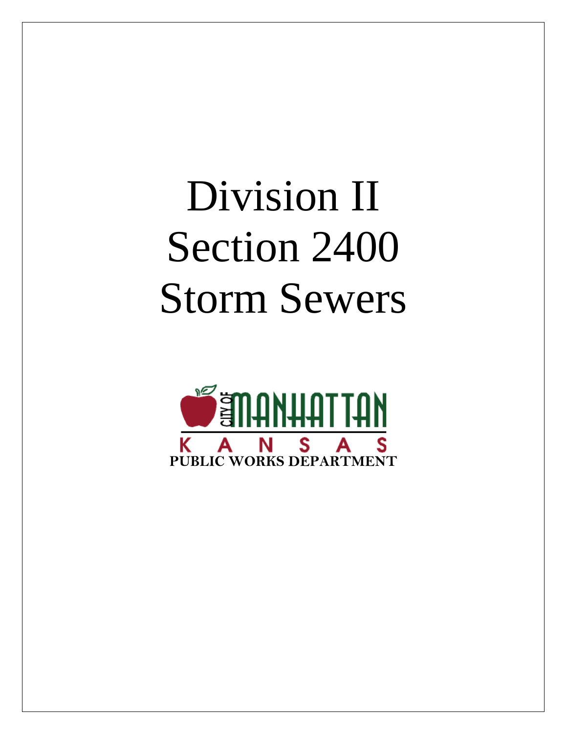# Division II
# Section 2400
# Storm Sewers

CITY OF MANHATTAN

KANSAS

**PUBLIC WORKS DEPARTMENT**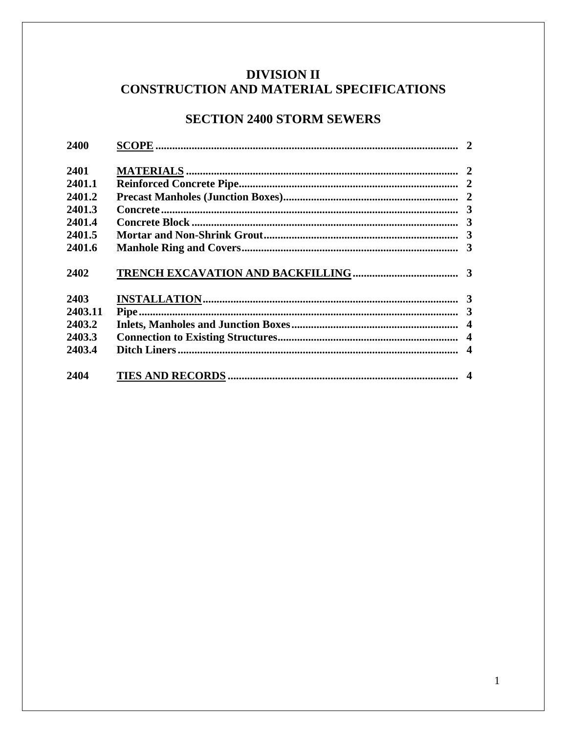# DIVISION II
# CONSTRUCTION AND MATERIAL SPECIFICATIONS

## SECTION 2400 STORM SEWERS

| | | |
|---|---|---|
| **2400** | **SCOPE** | **2** |
| **2401** | **MATERIALS** | **2** |
| **2401.1** | **Reinforced Concrete Pipe** | **2** |
| **2401.2** | **Precast Manholes (Junction Boxes)** | **2** |
| **2401.3** | **Concrete** | **3** |
| **2401.4** | **Concrete Block** | **3** |
| **2401.5** | **Mortar and Non-Shrink Grout** | **3** |
| **2401.6** | **Manhole Ring and Covers** | **3** |
| **2402** | **TRENCH EXCAVATION AND BACKFILLING** | **3** |
| **2403** | **INSTALLATION** | **3** |
| **2403.11** | **Pipe** | **3** |
| **2403.2** | **Inlets, Manholes and Junction Boxes** | **4** |
| **2403.3** | **Connection to Existing Structures** | **4** |
| **2403.4** | **Ditch Liners** | **4** |
| **2404** | **TIES AND RECORDS** | **4** |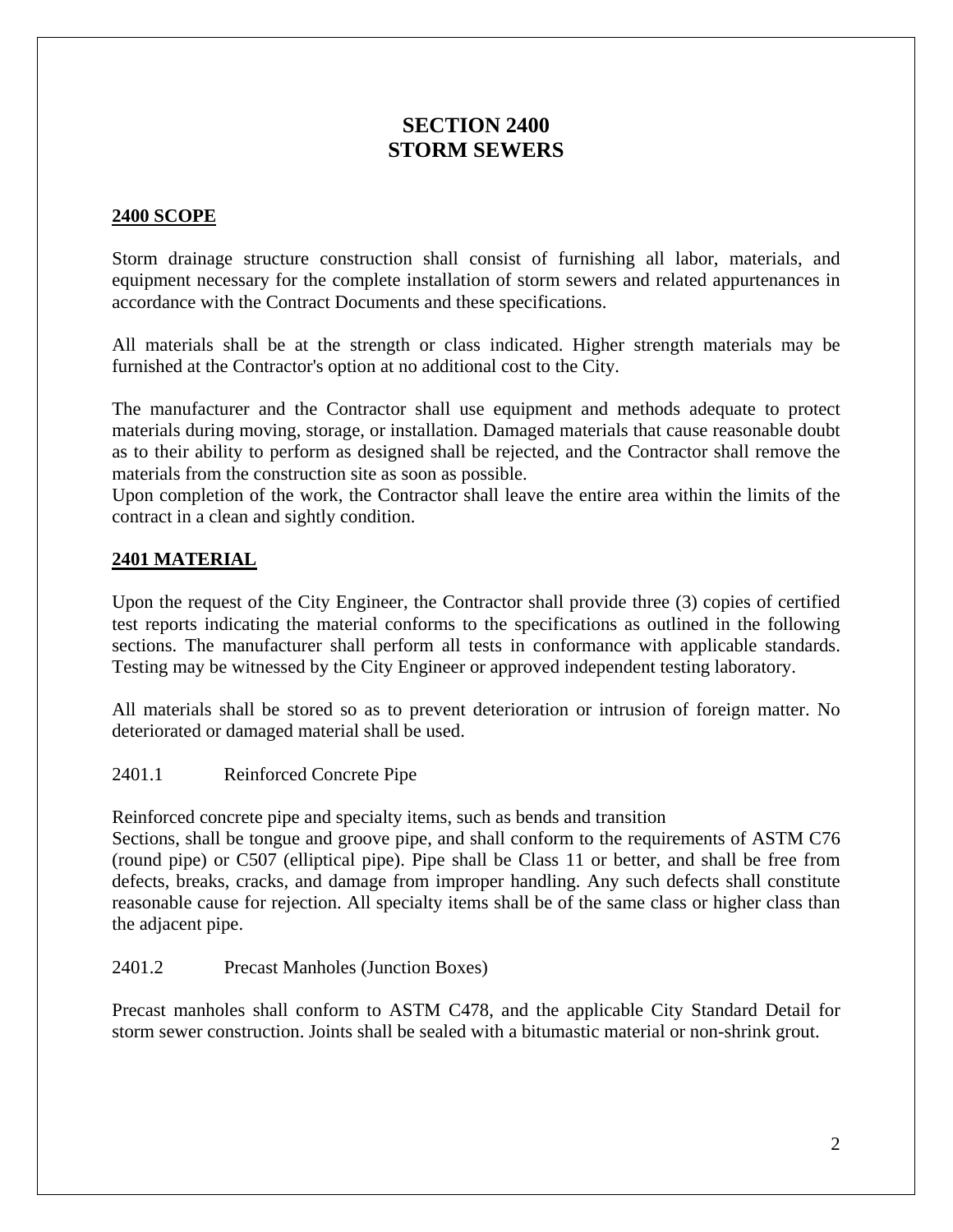# SECTION 2400
# STORM SEWERS

## 2400 SCOPE

Storm drainage structure construction shall consist of furnishing all labor, materials, and equipment necessary for the complete installation of storm sewers and related appurtenances in accordance with the Contract Documents and these specifications.

All materials shall be at the strength or class indicated. Higher strength materials may be furnished at the Contractor's option at no additional cost to the City.

The manufacturer and the Contractor shall use equipment and methods adequate to protect materials during moving, storage, or installation. Damaged materials that cause reasonable doubt as to their ability to perform as designed shall be rejected, and the Contractor shall remove the materials from the construction site as soon as possible.
Upon completion of the work, the Contractor shall leave the entire area within the limits of the contract in a clean and sightly condition.

## 2401 MATERIAL

Upon the request of the City Engineer, the Contractor shall provide three (3) copies of certified test reports indicating the material conforms to the specifications as outlined in the following sections. The manufacturer shall perform all tests in conformance with applicable standards. Testing may be witnessed by the City Engineer or approved independent testing laboratory.

All materials shall be stored so as to prevent deterioration or intrusion of foreign matter. No deteriorated or damaged material shall be used.

2401.1 Reinforced Concrete Pipe

Reinforced concrete pipe and specialty items, such as bends and transition
Sections, shall be tongue and groove pipe, and shall conform to the requirements of ASTM C76 (round pipe) or C507 (elliptical pipe). Pipe shall be Class 11 or better, and shall be free from defects, breaks, cracks, and damage from improper handling. Any such defects shall constitute reasonable cause for rejection. All specialty items shall be of the same class or higher class than the adjacent pipe.

2401.2 Precast Manholes (Junction Boxes)

Precast manholes shall conform to ASTM C478, and the applicable City Standard Detail for storm sewer construction. Joints shall be sealed with a bitumastic material or non-shrink grout.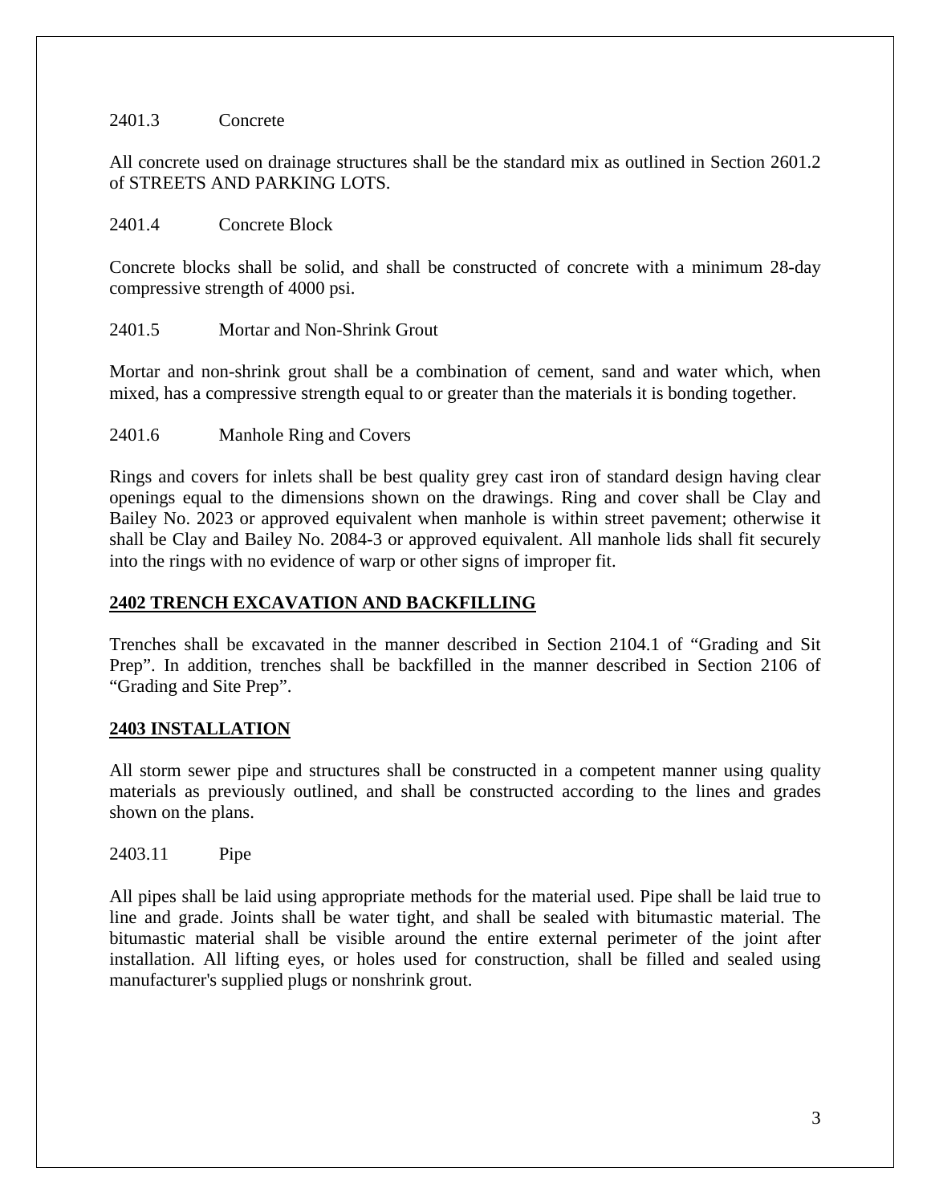2401.3 Concrete

All concrete used on drainage structures shall be the standard mix as outlined in Section 2601.2 of STREETS AND PARKING LOTS.

2401.4 Concrete Block

Concrete blocks shall be solid, and shall be constructed of concrete with a minimum 28-day compressive strength of 4000 psi.

2401.5 Mortar and Non-Shrink Grout

Mortar and non-shrink grout shall be a combination of cement, sand and water which, when mixed, has a compressive strength equal to or greater than the materials it is bonding together.

2401.6 Manhole Ring and Covers

Rings and covers for inlets shall be best quality grey cast iron of standard design having clear openings equal to the dimensions shown on the drawings. Ring and cover shall be Clay and Bailey No. 2023 or approved equivalent when manhole is within street pavement; otherwise it shall be Clay and Bailey No. 2084-3 or approved equivalent. All manhole lids shall fit securely into the rings with no evidence of warp or other signs of improper fit.

## 2402 TRENCH EXCAVATION AND BACKFILLING

Trenches shall be excavated in the manner described in Section 2104.1 of "Grading and Sit Prep". In addition, trenches shall be backfilled in the manner described in Section 2106 of "Grading and Site Prep".

## 2403 INSTALLATION

All storm sewer pipe and structures shall be constructed in a competent manner using quality materials as previously outlined, and shall be constructed according to the lines and grades shown on the plans.

2403.11 Pipe

All pipes shall be laid using appropriate methods for the material used. Pipe shall be laid true to line and grade. Joints shall be water tight, and shall be sealed with bitumastic material. The bitumastic material shall be visible around the entire external perimeter of the joint after installation. All lifting eyes, or holes used for construction, shall be filled and sealed using manufacturer's supplied plugs or nonshrink grout.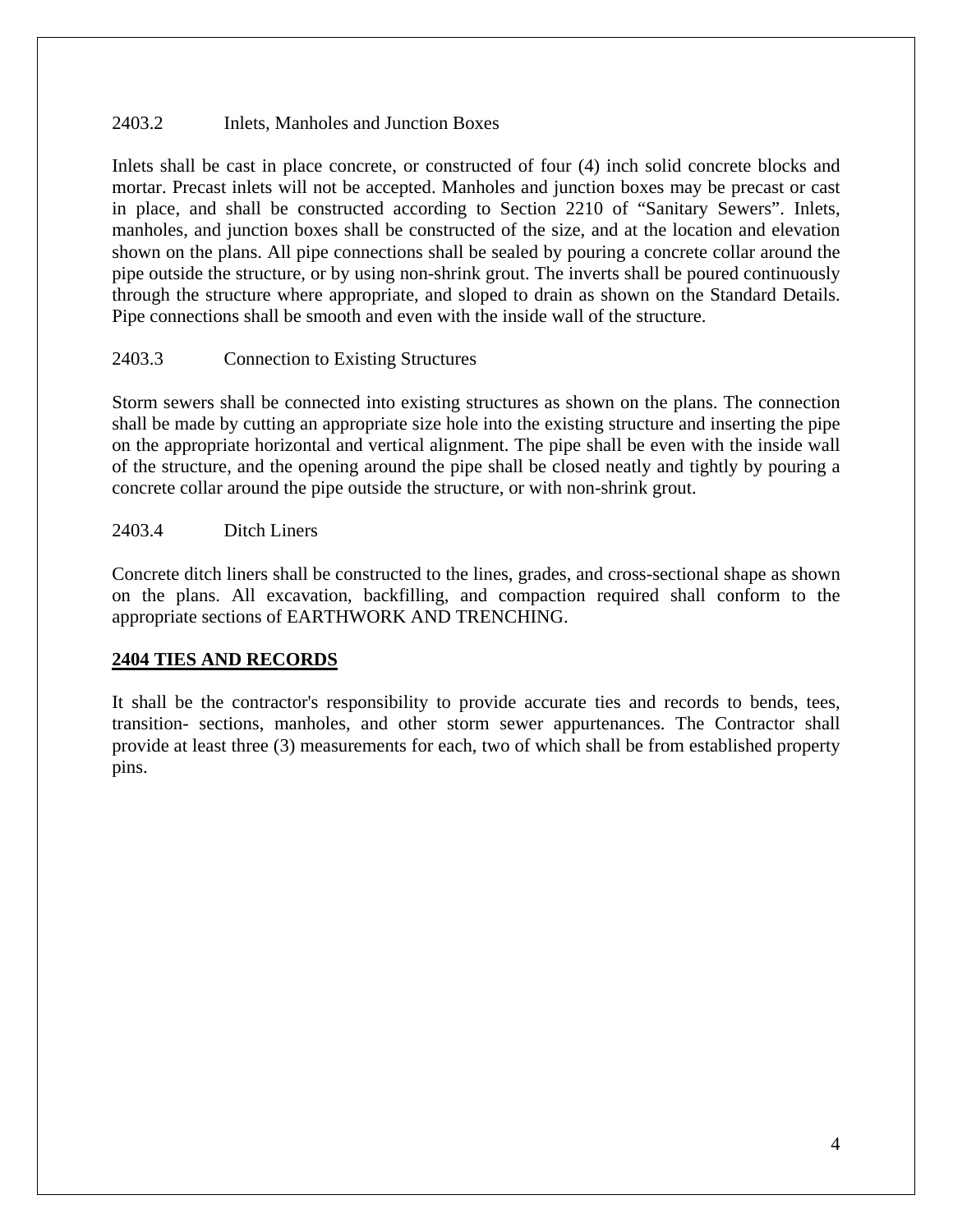2403.2 Inlets, Manholes and Junction Boxes

Inlets shall be cast in place concrete, or constructed of four (4) inch solid concrete blocks and mortar. Precast inlets will not be accepted. Manholes and junction boxes may be precast or cast in place, and shall be constructed according to Section 2210 of "Sanitary Sewers". Inlets, manholes, and junction boxes shall be constructed of the size, and at the location and elevation shown on the plans. All pipe connections shall be sealed by pouring a concrete collar around the pipe outside the structure, or by using non-shrink grout. The inverts shall be poured continuously through the structure where appropriate, and sloped to drain as shown on the Standard Details. Pipe connections shall be smooth and even with the inside wall of the structure.

2403.3 Connection to Existing Structures

Storm sewers shall be connected into existing structures as shown on the plans. The connection shall be made by cutting an appropriate size hole into the existing structure and inserting the pipe on the appropriate horizontal and vertical alignment. The pipe shall be even with the inside wall of the structure, and the opening around the pipe shall be closed neatly and tightly by pouring a concrete collar around the pipe outside the structure, or with non-shrink grout.

2403.4 Ditch Liners

Concrete ditch liners shall be constructed to the lines, grades, and cross-sectional shape as shown on the plans. All excavation, backfilling, and compaction required shall conform to the appropriate sections of EARTHWORK AND TRENCHING.

## 2404 TIES AND RECORDS

It shall be the contractor's responsibility to provide accurate ties and records to bends, tees, transition- sections, manholes, and other storm sewer appurtenances. The Contractor shall provide at least three (3) measurements for each, two of which shall be from established property pins.